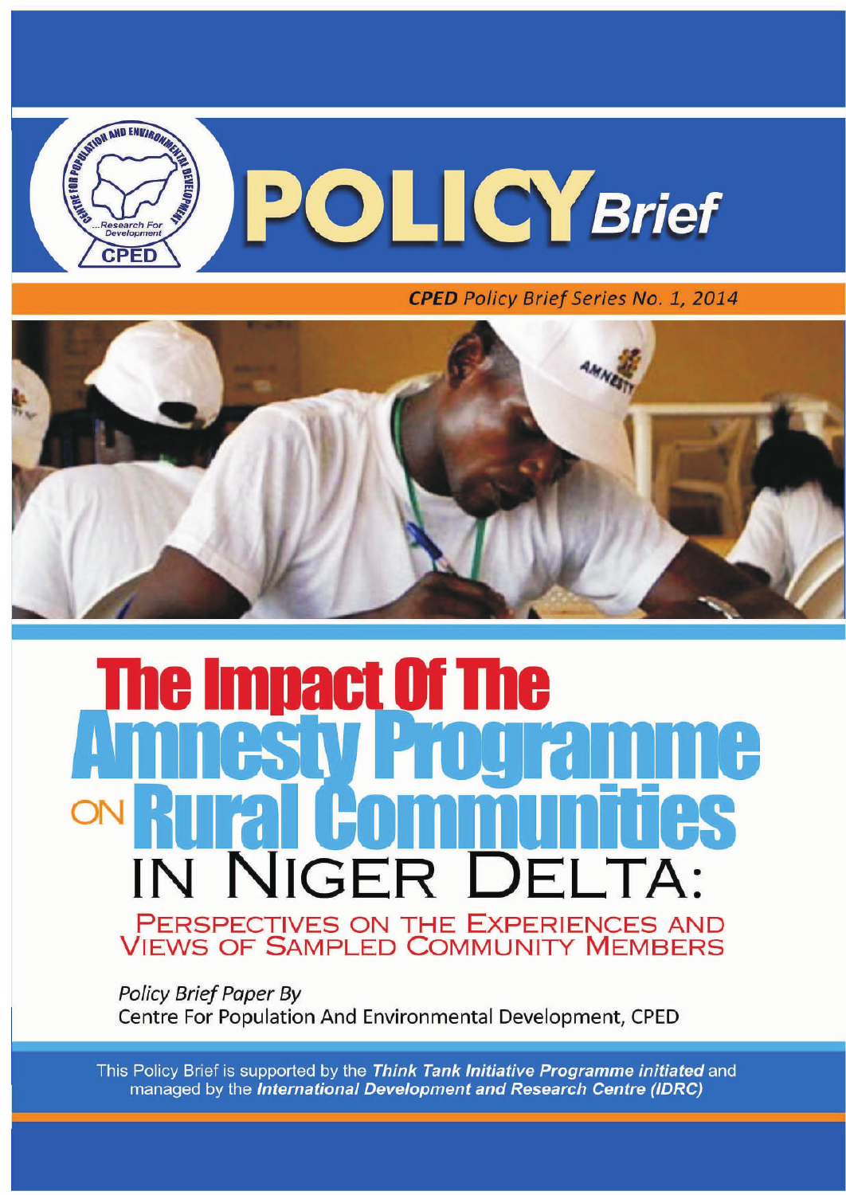# POLICY Brief

***CPED** Policy Brief Series No. 1, 2014*

# The Impact Of The Amnesty Programme on Rural Communities in Niger Delta:

## Perspectives on the Experiences and Views of Sampled Community Members

*Policy Brief Paper By*
Centre For Population And Environmental Development, CPED

This Policy Brief is supported by the ***Think Tank Initiative Programme initiated*** and managed by the ***International Development and Research Centre (IDRC)***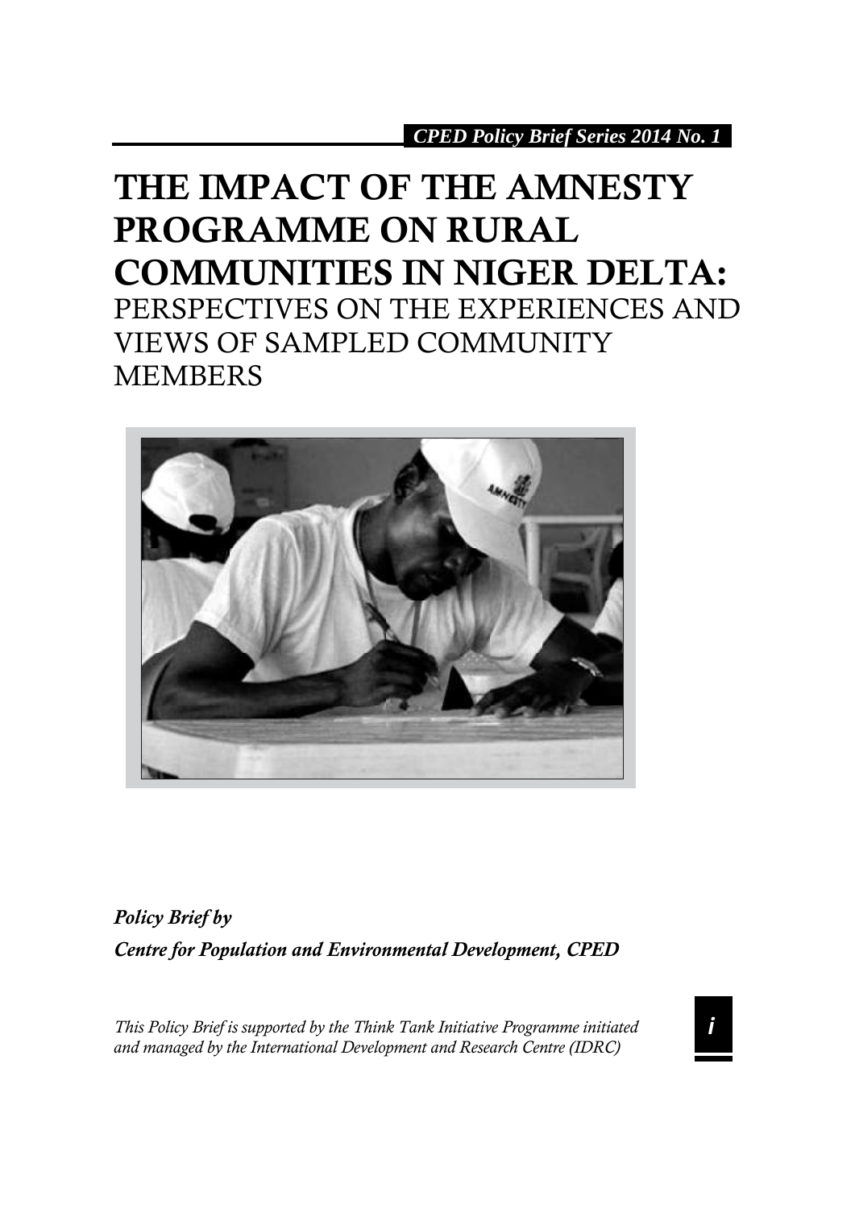*CPED Policy Brief Series 2014 No. 1*

# THE IMPACT OF THE AMNESTY PROGRAMME ON RURAL COMMUNITIES IN NIGER DELTA:

PERSPECTIVES ON THE EXPERIENCES AND VIEWS OF SAMPLED COMMUNITY MEMBERS

***Policy Brief by***

***Centre for Population and Environmental Development, CPED***

*This Policy Brief is supported by the Think Tank Initiative Programme initiated and managed by the International Development and Research Centre (IDRC)*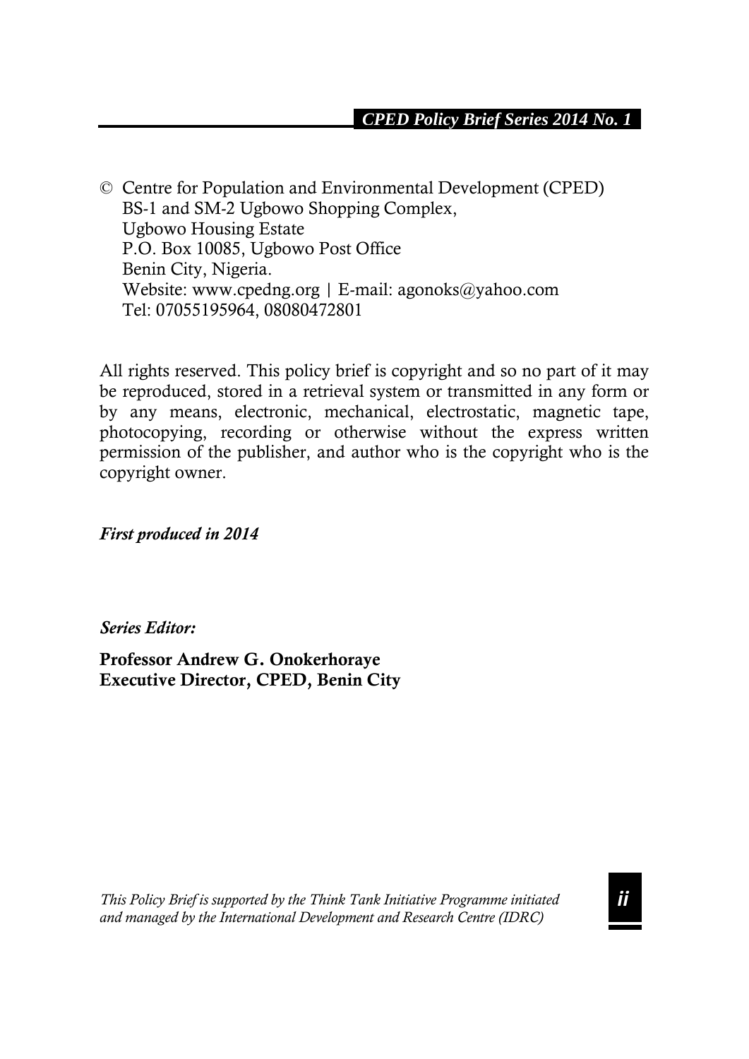© Centre for Population and Environmental Development (CPED)
BS-1 and SM-2 Ugbowo Shopping Complex,
Ugbowo Housing Estate
P.O. Box 10085, Ugbowo Post Office
Benin City, Nigeria.
Website: www.cpedng.org | E-mail: agonoks@yahoo.com
Tel: 07055195964, 08080472801

All rights reserved. This policy brief is copyright and so no part of it may be reproduced, stored in a retrieval system or transmitted in any form or by any means, electronic, mechanical, electrostatic, magnetic tape, photocopying, recording or otherwise without the express written permission of the publisher, and author who is the copyright who is the copyright owner.

***First produced in 2014***

***Series Editor:***

**Professor Andrew G. Onokerhoraye**
**Executive Director, CPED, Benin City**

*This Policy Brief is supported by the Think Tank Initiative Programme initiated and managed by the International Development and Research Centre (IDRC)*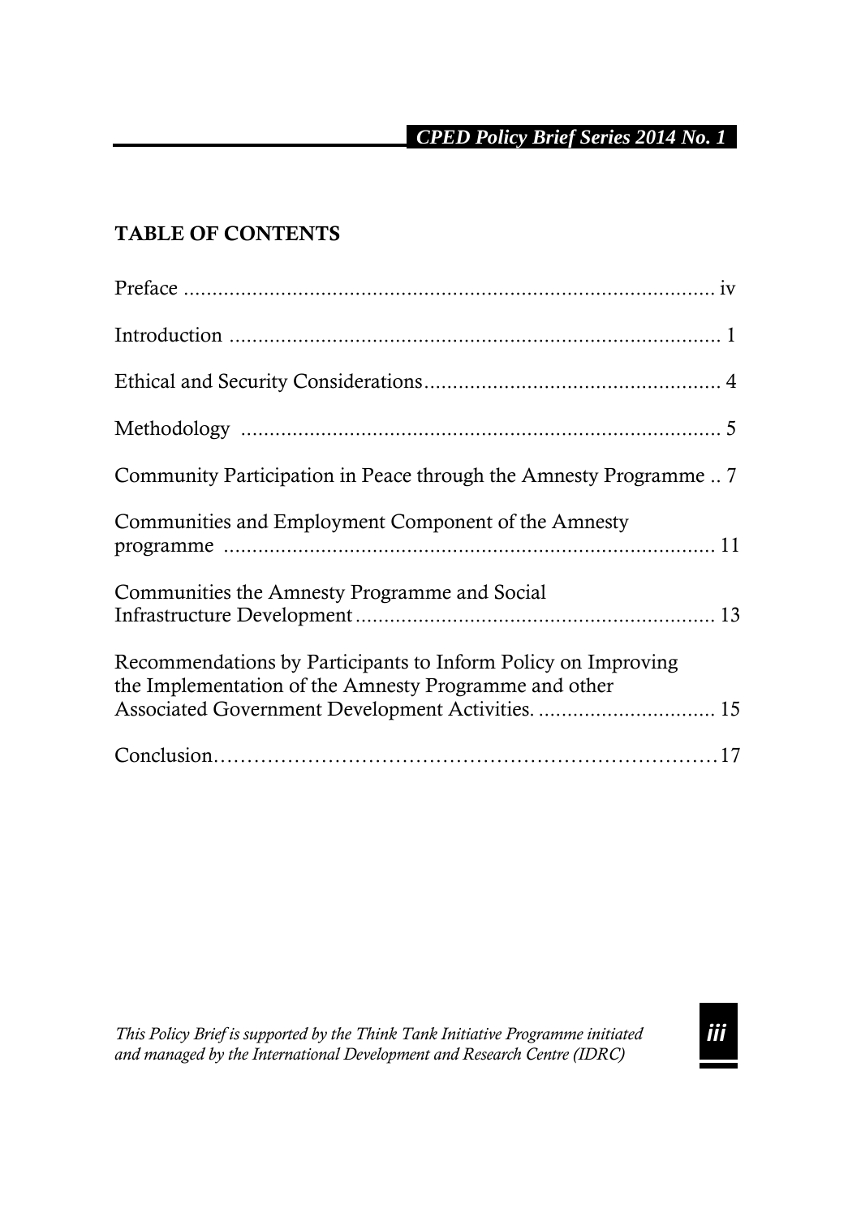## TABLE OF CONTENTS

Preface .............................................................................................. iv

Introduction ...................................................................................... 1

Ethical and Security Considerations.................................................... 4

Methodology ..................................................................................... 5

Community Participation in Peace through the Amnesty Programme .. 7

Communities and Employment Component of the Amnesty programme ...................................................................................... 11

Communities the Amnesty Programme and Social Infrastructure Development............................................................... 13

Recommendations by Participants to Inform Policy on Improving the Implementation of the Amnesty Programme and other Associated Government Development Activities. ............................... 15

Conclusion……………………………………………………………17

*This Policy Brief is supported by the Think Tank Initiative Programme initiated and managed by the International Development and Research Centre (IDRC)*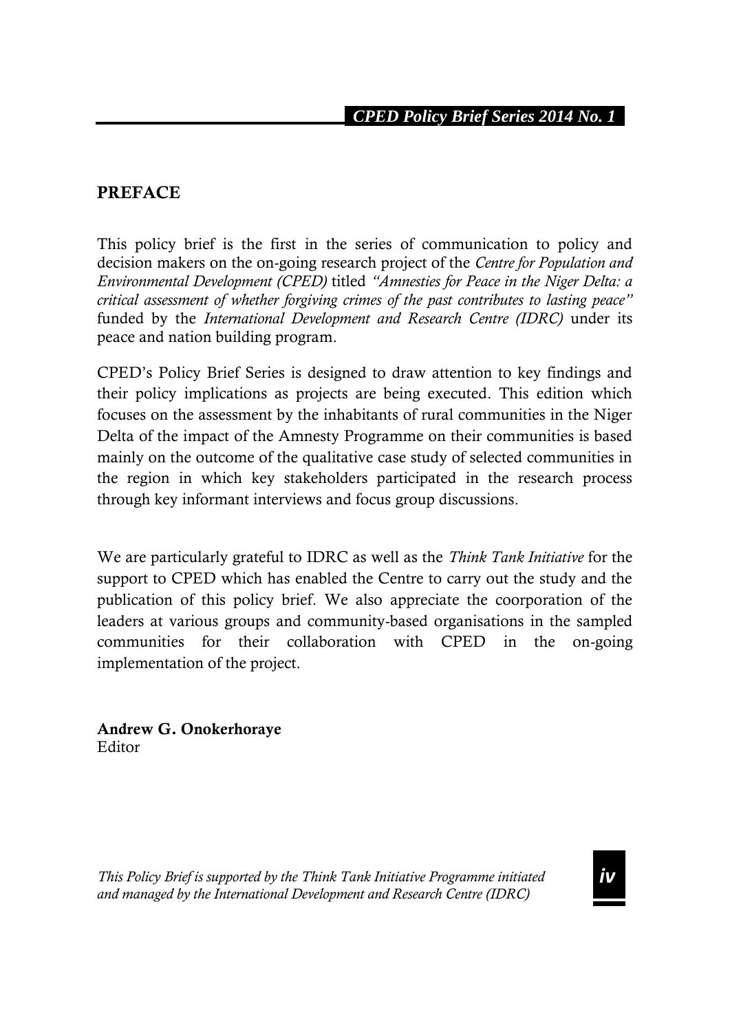## PREFACE

This policy brief is the first in the series of communication to policy and decision makers on the on-going research project of the *Centre for Population and Environmental Development (CPED)* titled *"Amnesties for Peace in the Niger Delta: a critical assessment of whether forgiving crimes of the past contributes to lasting peace"* funded by the *International Development and Research Centre (IDRC)* under its peace and nation building program.

CPED's Policy Brief Series is designed to draw attention to key findings and their policy implications as projects are being executed. This edition which focuses on the assessment by the inhabitants of rural communities in the Niger Delta of the impact of the Amnesty Programme on their communities is based mainly on the outcome of the qualitative case study of selected communities in the region in which key stakeholders participated in the research process through key informant interviews and focus group discussions.

We are particularly grateful to IDRC as well as the *Think Tank Initiative* for the support to CPED which has enabled the Centre to carry out the study and the publication of this policy brief. We also appreciate the coorporation of the leaders at various groups and community-based organisations in the sampled communities for their collaboration with CPED in the on-going implementation of the project.

**Andrew G. Onokerhoraye**
Editor

*This Policy Brief is supported by the Think Tank Initiative Programme initiated and managed by the International Development and Research Centre (IDRC)*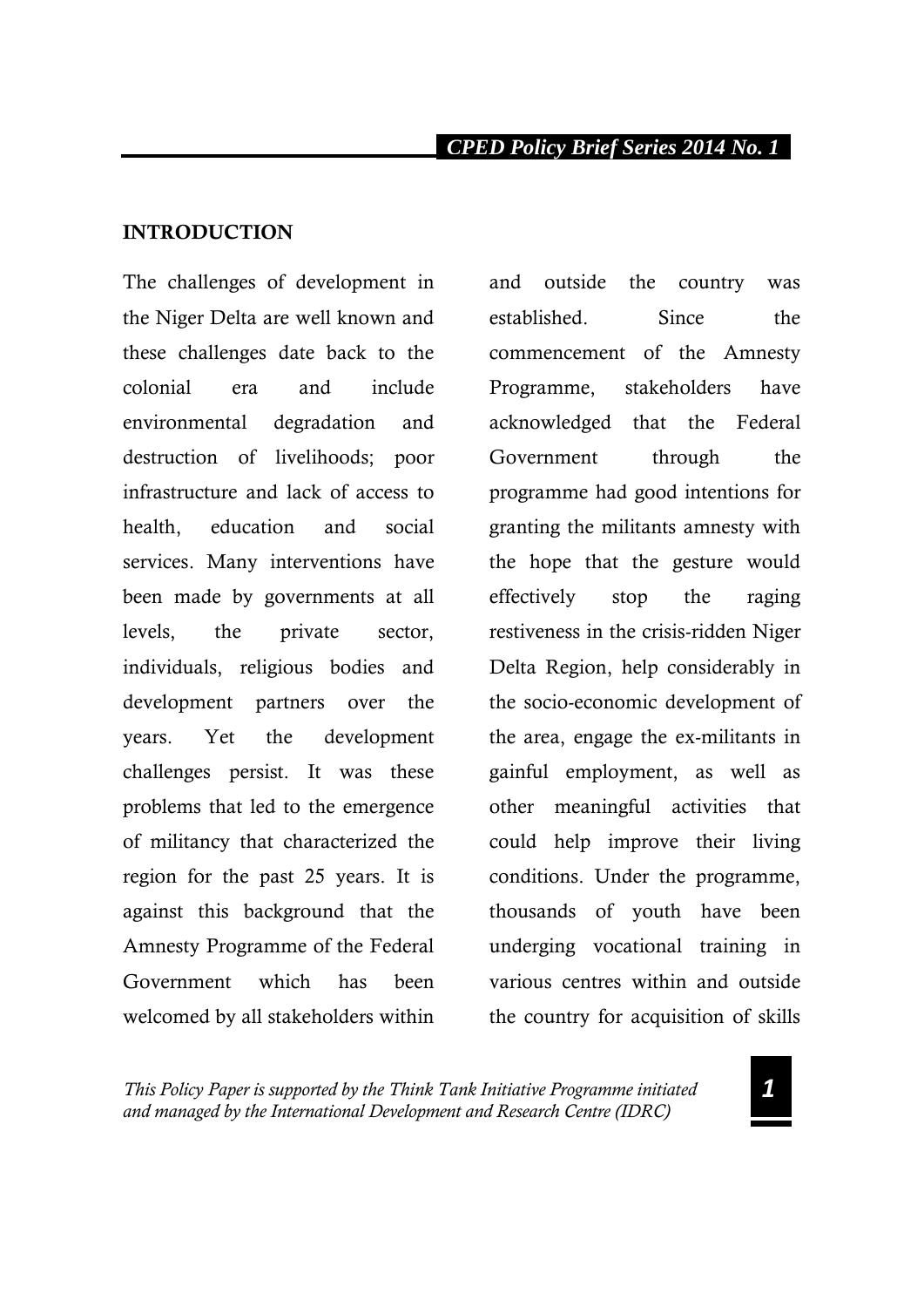## INTRODUCTION

The challenges of development in the Niger Delta are well known and these challenges date back to the colonial era and include environmental degradation and destruction of livelihoods; poor infrastructure and lack of access to health, education and social services. Many interventions have been made by governments at all levels, the private sector, individuals, religious bodies and development partners over the years. Yet the development challenges persist. It was these problems that led to the emergence of militancy that characterized the region for the past 25 years. It is against this background that the Amnesty Programme of the Federal Government which has been welcomed by all stakeholders within and outside the country was established. Since the commencement of the Amnesty Programme, stakeholders have acknowledged that the Federal Government through the programme had good intentions for granting the militants amnesty with the hope that the gesture would effectively stop the raging restiveness in the crisis-ridden Niger Delta Region, help considerably in the socio-economic development of the area, engage the ex-militants in gainful employment, as well as other meaningful activities that could help improve their living conditions. Under the programme, thousands of youth have been underging vocational training in various centres within and outside the country for acquisition of skills

*This Policy Paper is supported by the Think Tank Initiative Programme initiated and managed by the International Development and Research Centre (IDRC)*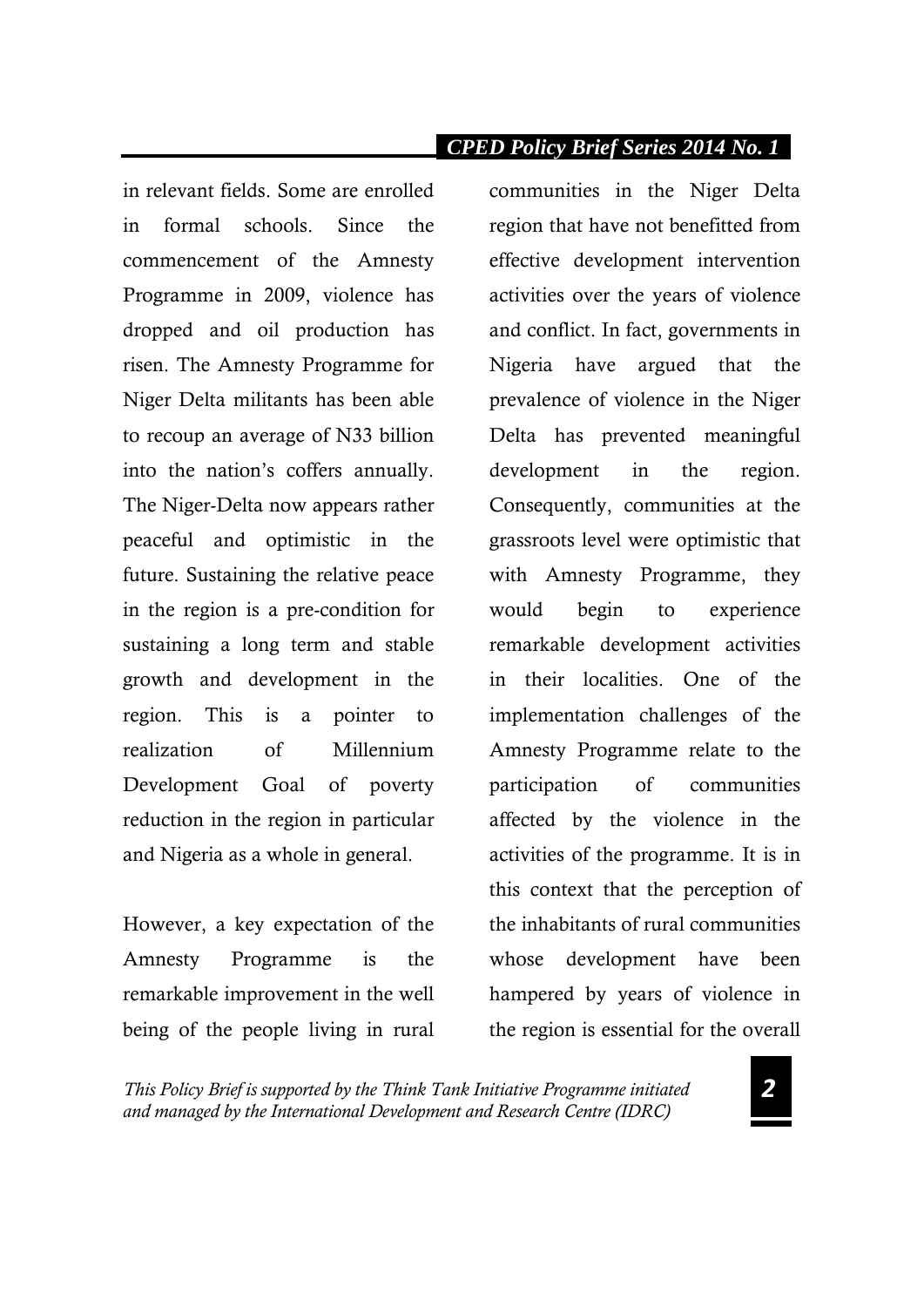in relevant fields. Some are enrolled in formal schools. Since the commencement of the Amnesty Programme in 2009, violence has dropped and oil production has risen. The Amnesty Programme for Niger Delta militants has been able to recoup an average of N33 billion into the nation's coffers annually. The Niger-Delta now appears rather peaceful and optimistic in the future. Sustaining the relative peace in the region is a pre-condition for sustaining a long term and stable growth and development in the region. This is a pointer to realization of Millennium Development Goal of poverty reduction in the region in particular and Nigeria as a whole in general.

However, a key expectation of the Amnesty Programme is the remarkable improvement in the well being of the people living in rural communities in the Niger Delta region that have not benefitted from effective development intervention activities over the years of violence and conflict. In fact, governments in Nigeria have argued that the prevalence of violence in the Niger Delta has prevented meaningful development in the region. Consequently, communities at the grassroots level were optimistic that with Amnesty Programme, they would begin to experience remarkable development activities in their localities. One of the implementation challenges of the Amnesty Programme relate to the participation of communities affected by the violence in the activities of the programme. It is in this context that the perception of the inhabitants of rural communities whose development have been hampered by years of violence in the region is essential for the overall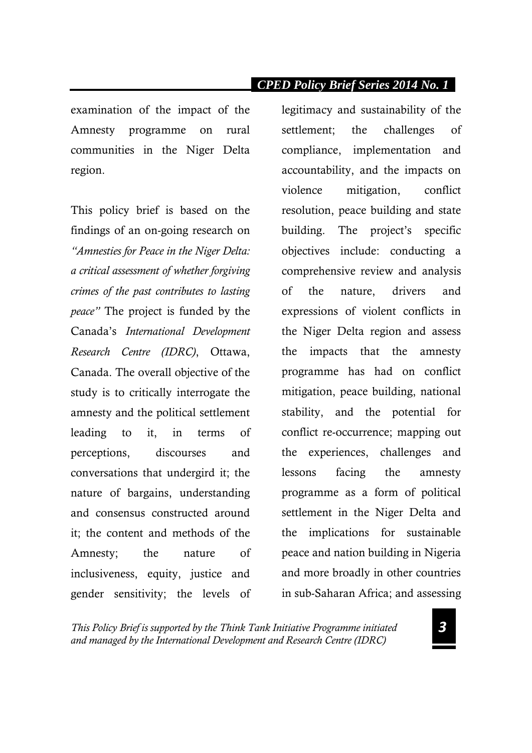examination of the impact of the Amnesty programme on rural communities in the Niger Delta region.

This policy brief is based on the findings of an on-going research on *"Amnesties for Peace in the Niger Delta: a critical assessment of whether forgiving crimes of the past contributes to lasting peace"* The project is funded by the Canada's *International Development Research Centre (IDRC)*, Ottawa, Canada. The overall objective of the study is to critically interrogate the amnesty and the political settlement leading to it, in terms of perceptions, discourses and conversations that undergird it; the nature of bargains, understanding and consensus constructed around it; the content and methods of the Amnesty; the nature of inclusiveness, equity, justice and gender sensitivity; the levels of legitimacy and sustainability of the settlement; the challenges of compliance, implementation and accountability, and the impacts on violence mitigation, conflict resolution, peace building and state building. The project's specific objectives include: conducting a comprehensive review and analysis of the nature, drivers and expressions of violent conflicts in the Niger Delta region and assess the impacts that the amnesty programme has had on conflict mitigation, peace building, national stability, and the potential for conflict re-occurrence; mapping out the experiences, challenges and lessons facing the amnesty programme as a form of political settlement in the Niger Delta and the implications for sustainable peace and nation building in Nigeria and more broadly in other countries in sub-Saharan Africa; and assessing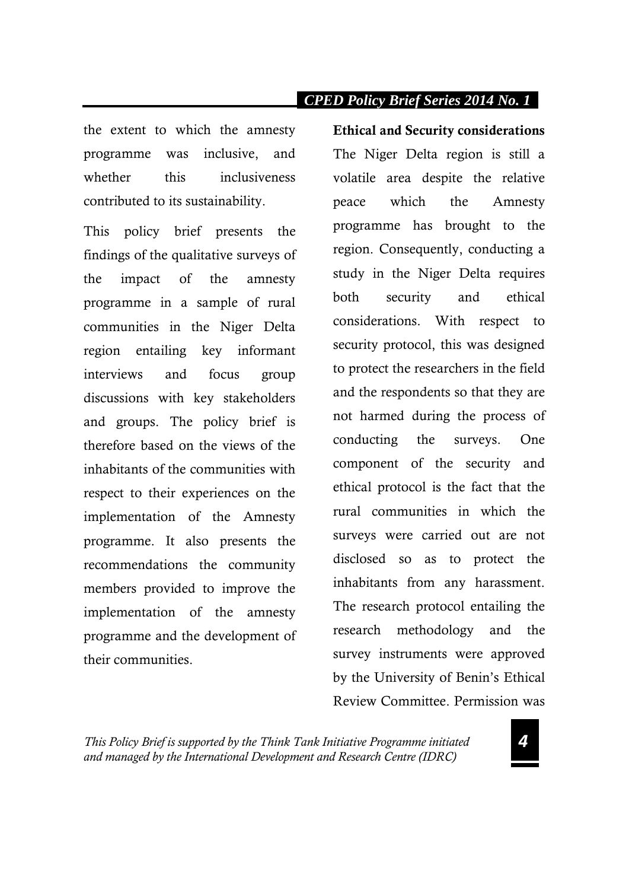the extent to which the amnesty programme was inclusive, and whether this inclusiveness contributed to its sustainability.

This policy brief presents the findings of the qualitative surveys of the impact of the amnesty programme in a sample of rural communities in the Niger Delta region entailing key informant interviews and focus group discussions with key stakeholders and groups. The policy brief is therefore based on the views of the inhabitants of the communities with respect to their experiences on the implementation of the Amnesty programme. It also presents the recommendations the community members provided to improve the implementation of the amnesty programme and the development of their communities.

**Ethical and Security considerations**

The Niger Delta region is still a volatile area despite the relative peace which the Amnesty programme has brought to the region. Consequently, conducting a study in the Niger Delta requires both security and ethical considerations. With respect to security protocol, this was designed to protect the researchers in the field and the respondents so that they are not harmed during the process of conducting the surveys. One component of the security and ethical protocol is the fact that the rural communities in which the surveys were carried out are not disclosed so as to protect the inhabitants from any harassment. The research protocol entailing the research methodology and the survey instruments were approved by the University of Benin's Ethical Review Committee. Permission was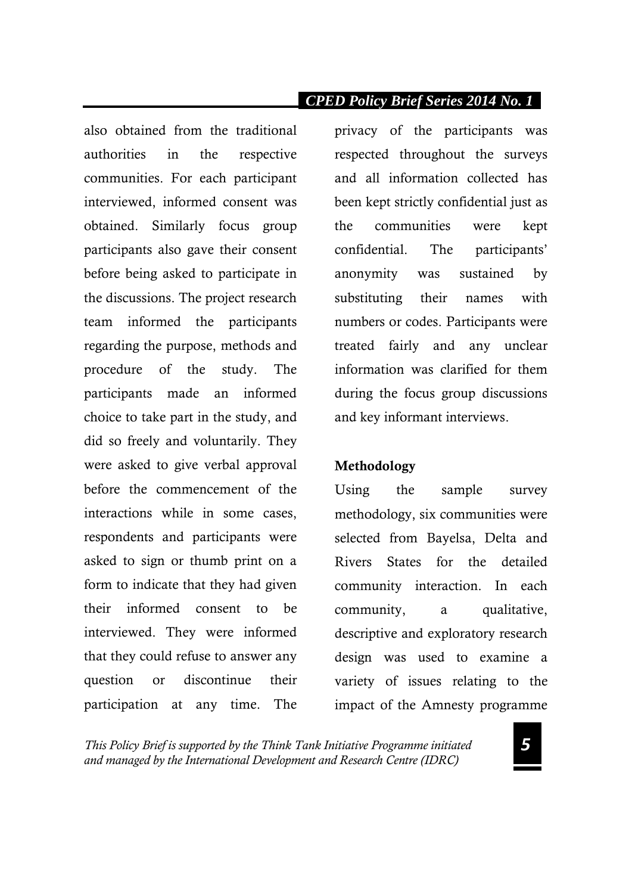also obtained from the traditional authorities in the respective communities. For each participant interviewed, informed consent was obtained. Similarly focus group participants also gave their consent before being asked to participate in the discussions. The project research team informed the participants regarding the purpose, methods and procedure of the study. The participants made an informed choice to take part in the study, and did so freely and voluntarily. They were asked to give verbal approval before the commencement of the interactions while in some cases, respondents and participants were asked to sign or thumb print on a form to indicate that they had given their informed consent to be interviewed. They were informed that they could refuse to answer any question or discontinue their participation at any time. The privacy of the participants was respected throughout the surveys and all information collected has been kept strictly confidential just as the communities were kept confidential. The participants' anonymity was sustained by substituting their names with numbers or codes. Participants were treated fairly and any unclear information was clarified for them during the focus group discussions and key informant interviews.

**Methodology**

Using the sample survey methodology, six communities were selected from Bayelsa, Delta and Rivers States for the detailed community interaction. In each community, a qualitative, descriptive and exploratory research design was used to examine a variety of issues relating to the impact of the Amnesty programme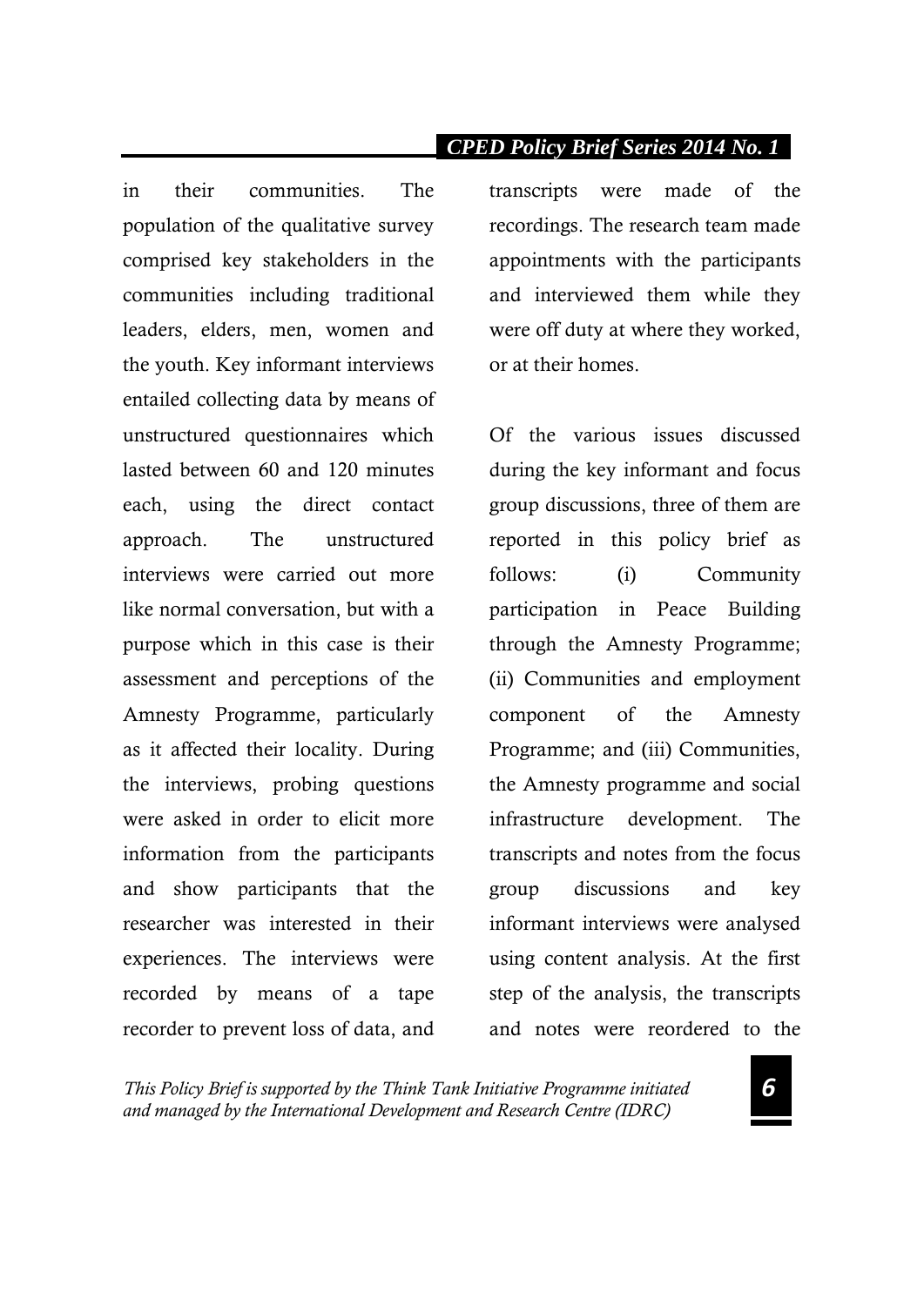in their communities. The population of the qualitative survey comprised key stakeholders in the communities including traditional leaders, elders, men, women and the youth. Key informant interviews entailed collecting data by means of unstructured questionnaires which lasted between 60 and 120 minutes each, using the direct contact approach. The unstructured interviews were carried out more like normal conversation, but with a purpose which in this case is their assessment and perceptions of the Amnesty Programme, particularly as it affected their locality. During the interviews, probing questions were asked in order to elicit more information from the participants and show participants that the researcher was interested in their experiences. The interviews were recorded by means of a tape recorder to prevent loss of data, and transcripts were made of the recordings. The research team made appointments with the participants and interviewed them while they were off duty at where they worked, or at their homes.

Of the various issues discussed during the key informant and focus group discussions, three of them are reported in this policy brief as follows: (i) Community participation in Peace Building through the Amnesty Programme; (ii) Communities and employment component of the Amnesty Programme; and (iii) Communities, the Amnesty programme and social infrastructure development. The transcripts and notes from the focus group discussions and key informant interviews were analysed using content analysis. At the first step of the analysis, the transcripts and notes were reordered to the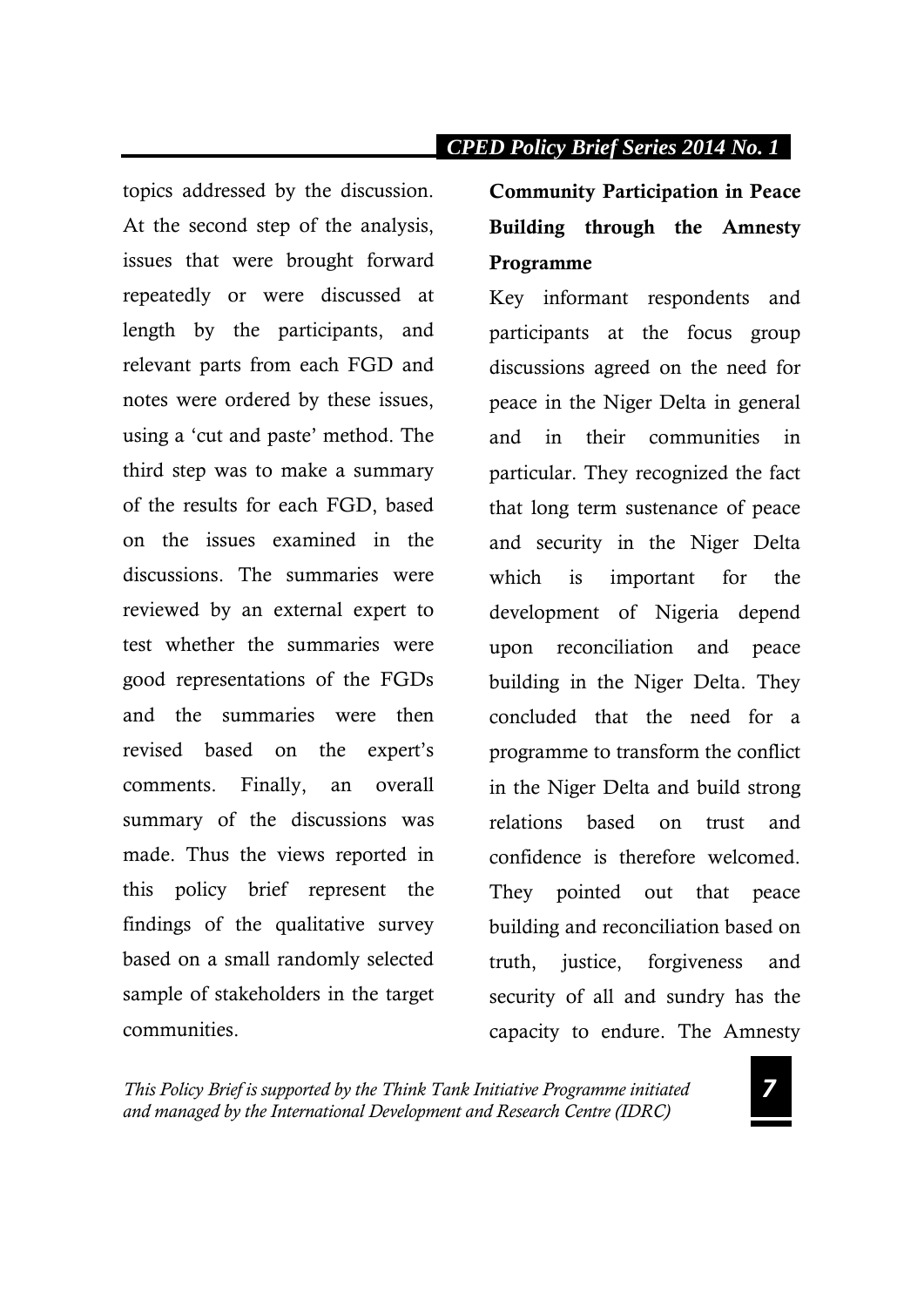topics addressed by the discussion. At the second step of the analysis, issues that were brought forward repeatedly or were discussed at length by the participants, and relevant parts from each FGD and notes were ordered by these issues, using a 'cut and paste' method. The third step was to make a summary of the results for each FGD, based on the issues examined in the discussions. The summaries were reviewed by an external expert to test whether the summaries were good representations of the FGDs and the summaries were then revised based on the expert's comments. Finally, an overall summary of the discussions was made. Thus the views reported in this policy brief represent the findings of the qualitative survey based on a small randomly selected sample of stakeholders in the target communities.

## Community Participation in Peace Building through the Amnesty Programme

Key informant respondents and participants at the focus group discussions agreed on the need for peace in the Niger Delta in general and in their communities in particular. They recognized the fact that long term sustenance of peace and security in the Niger Delta which is important for the development of Nigeria depend upon reconciliation and peace building in the Niger Delta. They concluded that the need for a programme to transform the conflict in the Niger Delta and build strong relations based on trust and confidence is therefore welcomed. They pointed out that peace building and reconciliation based on truth, justice, forgiveness and security of all and sundry has the capacity to endure. The Amnesty

*This Policy Brief is supported by the Think Tank Initiative Programme initiated and managed by the International Development and Research Centre (IDRC)*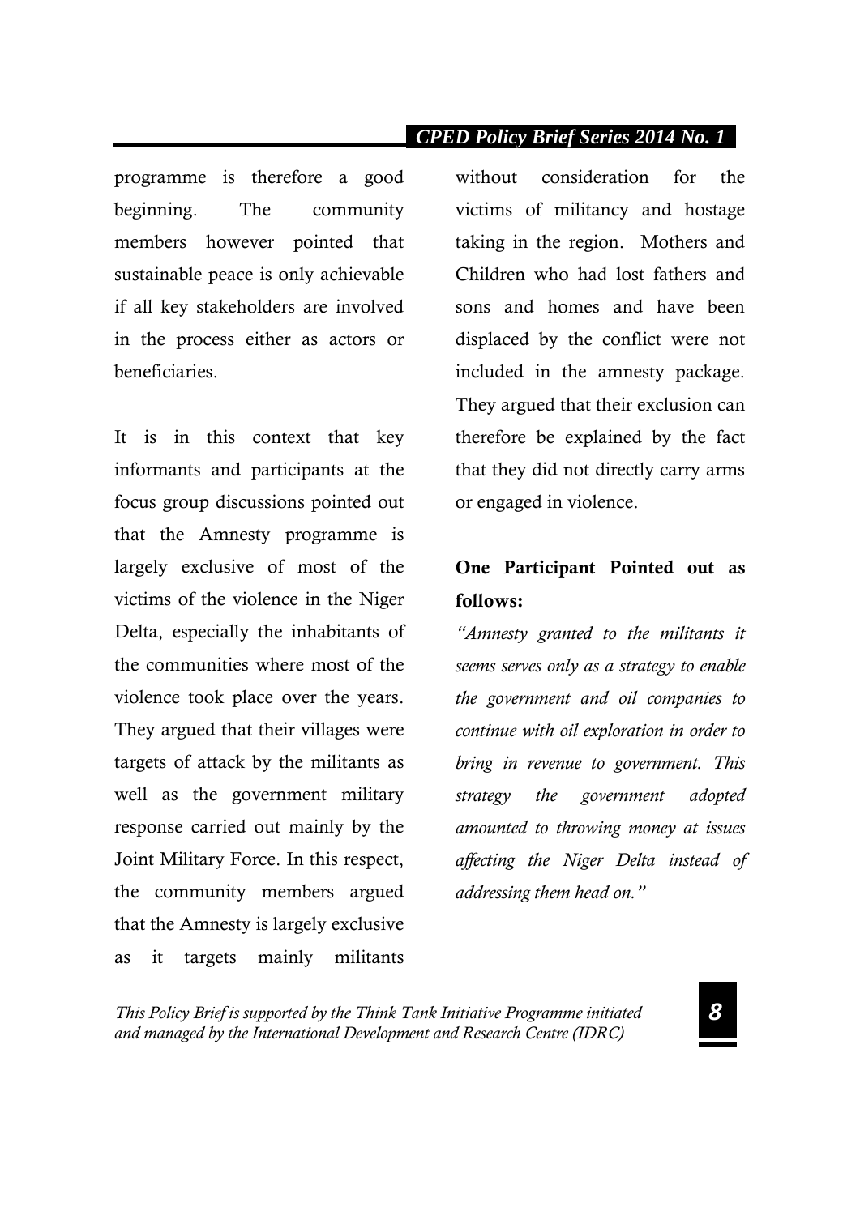programme is therefore a good beginning. The community members however pointed that sustainable peace is only achievable if all key stakeholders are involved in the process either as actors or beneficiaries.

It is in this context that key informants and participants at the focus group discussions pointed out that the Amnesty programme is largely exclusive of most of the victims of the violence in the Niger Delta, especially the inhabitants of the communities where most of the violence took place over the years. They argued that their villages were targets of attack by the militants as well as the government military response carried out mainly by the Joint Military Force. In this respect, the community members argued that the Amnesty is largely exclusive as it targets mainly militants without consideration for the victims of militancy and hostage taking in the region. Mothers and Children who had lost fathers and sons and homes and have been displaced by the conflict were not included in the amnesty package. They argued that their exclusion can therefore be explained by the fact that they did not directly carry arms or engaged in violence.

**One Participant Pointed out as follows:**

*"Amnesty granted to the militants it seems serves only as a strategy to enable the government and oil companies to continue with oil exploration in order to bring in revenue to government. This strategy the government adopted amounted to throwing money at issues affecting the Niger Delta instead of addressing them head on."*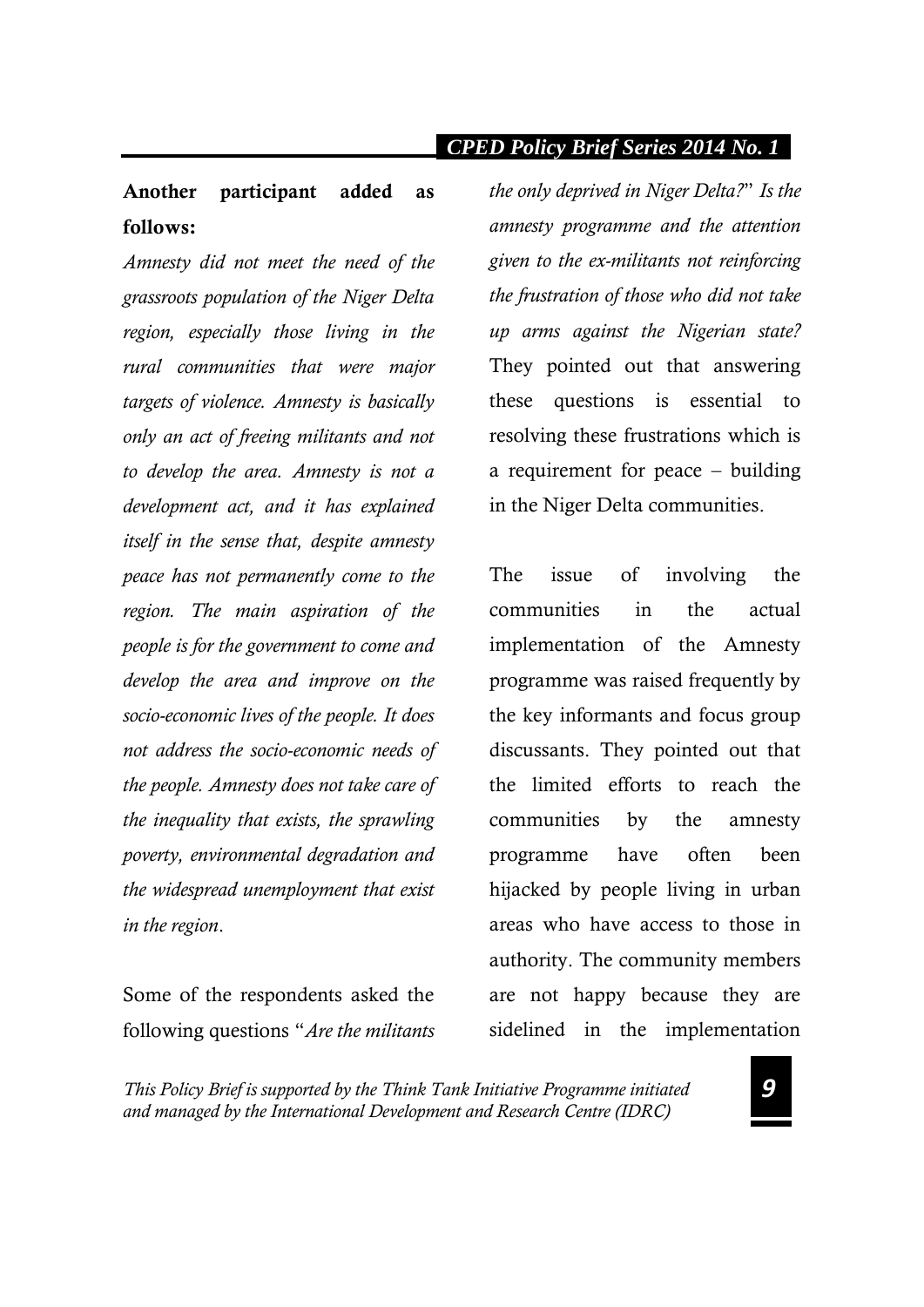**Another participant added as follows:**

*Amnesty did not meet the need of the grassroots population of the Niger Delta region, especially those living in the rural communities that were major targets of violence. Amnesty is basically only an act of freeing militants and not to develop the area. Amnesty is not a development act, and it has explained itself in the sense that, despite amnesty peace has not permanently come to the region. The main aspiration of the people is for the government to come and develop the area and improve on the socio-economic lives of the people. It does not address the socio-economic needs of the people. Amnesty does not take care of the inequality that exists, the sprawling poverty, environmental degradation and the widespread unemployment that exist in the region*.

Some of the respondents asked the following questions "*Are the militants the only deprived in Niger Delta?*" *Is the amnesty programme and the attention given to the ex-militants not reinforcing the frustration of those who did not take up arms against the Nigerian state?* They pointed out that answering these questions is essential to resolving these frustrations which is a requirement for peace – building in the Niger Delta communities.

The issue of involving the communities in the actual implementation of the Amnesty programme was raised frequently by the key informants and focus group discussants. They pointed out that the limited efforts to reach the communities by the amnesty programme have often been hijacked by people living in urban areas who have access to those in authority. The community members are not happy because they are sidelined in the implementation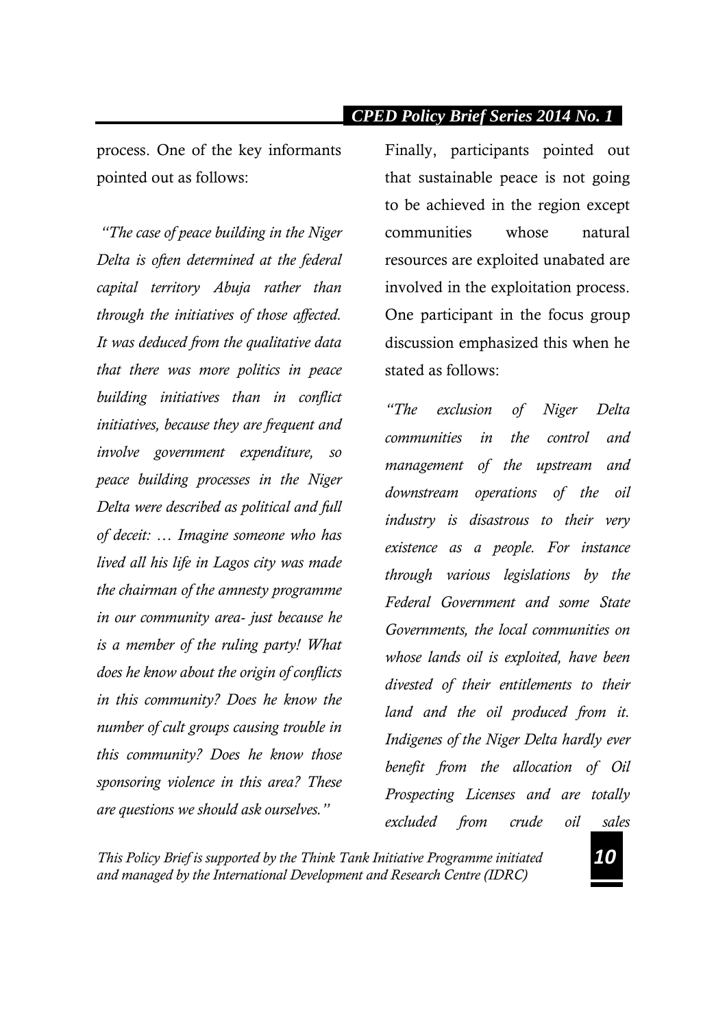process. One of the key informants pointed out as follows:

*"The case of peace building in the Niger Delta is often determined at the federal capital territory Abuja rather than through the initiatives of those affected. It was deduced from the qualitative data that there was more politics in peace building initiatives than in conflict initiatives, because they are frequent and involve government expenditure, so peace building processes in the Niger Delta were described as political and full of deceit: … Imagine someone who has lived all his life in Lagos city was made the chairman of the amnesty programme in our community area- just because he is a member of the ruling party! What does he know about the origin of conflicts in this community? Does he know the number of cult groups causing trouble in this community? Does he know those sponsoring violence in this area? These are questions we should ask ourselves."*

Finally, participants pointed out that sustainable peace is not going to be achieved in the region except communities whose natural resources are exploited unabated are involved in the exploitation process. One participant in the focus group discussion emphasized this when he stated as follows:

*"The exclusion of Niger Delta communities in the control and management of the upstream and downstream operations of the oil industry is disastrous to their very existence as a people. For instance through various legislations by the Federal Government and some State Governments, the local communities on whose lands oil is exploited, have been divested of their entitlements to their land and the oil produced from it. Indigenes of the Niger Delta hardly ever benefit from the allocation of Oil Prospecting Licenses and are totally excluded from crude oil sales*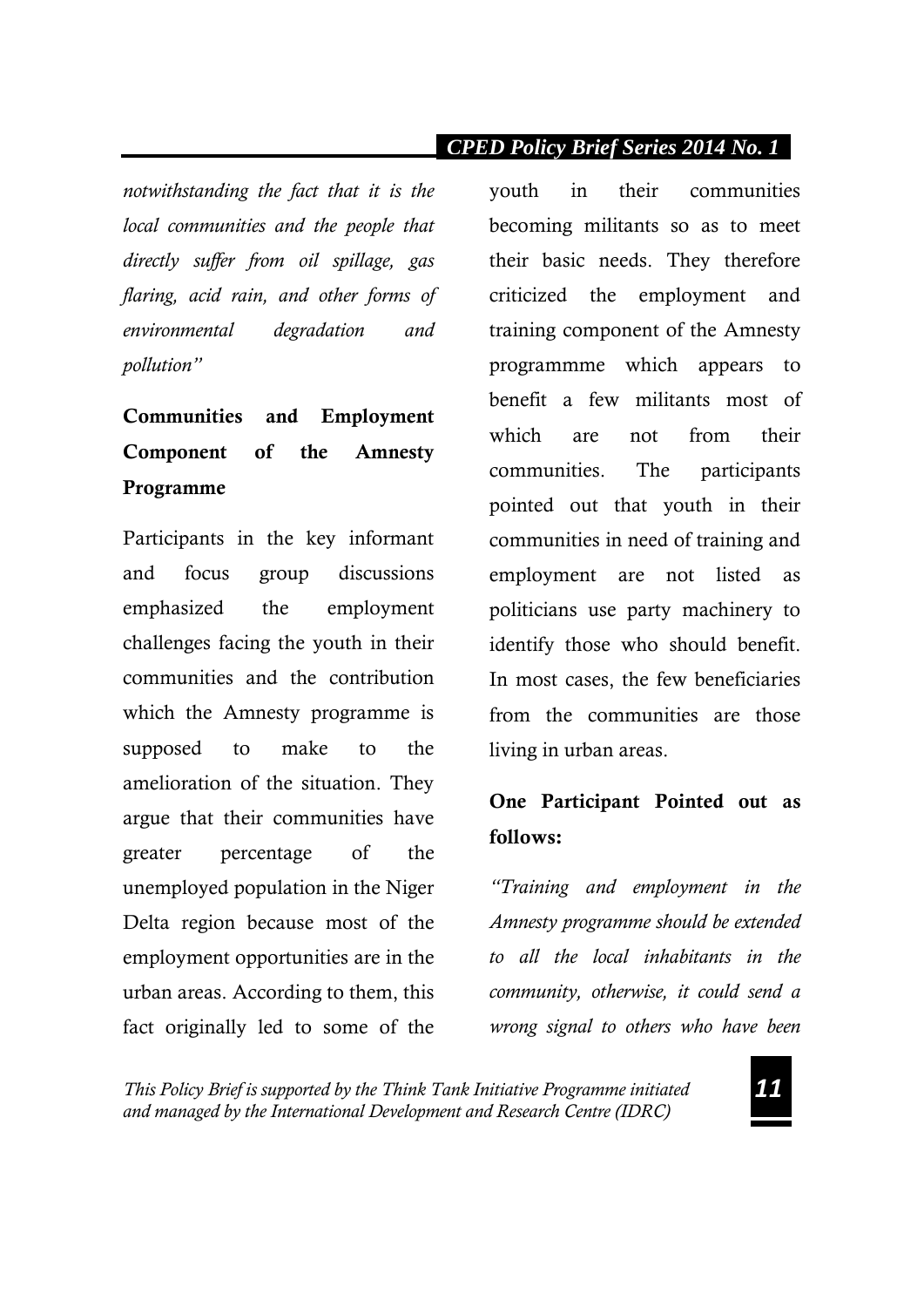*notwithstanding the fact that it is the local communities and the people that directly suffer from oil spillage, gas flaring, acid rain, and other forms of environmental degradation and pollution"*

## Communities and Employment Component of the Amnesty Programme

Participants in the key informant and focus group discussions emphasized the employment challenges facing the youth in their communities and the contribution which the Amnesty programme is supposed to make to the amelioration of the situation. They argue that their communities have greater percentage of the unemployed population in the Niger Delta region because most of the employment opportunities are in the urban areas. According to them, this fact originally led to some of the youth in their communities becoming militants so as to meet their basic needs. They therefore criticized the employment and training component of the Amnesty programmme which appears to benefit a few militants most of which are not from their communities. The participants pointed out that youth in their communities in need of training and employment are not listed as politicians use party machinery to identify those who should benefit. In most cases, the few beneficiaries from the communities are those living in urban areas.

### One Participant Pointed out as follows:

*"Training and employment in the Amnesty programme should be extended to all the local inhabitants in the community, otherwise, it could send a wrong signal to others who have been*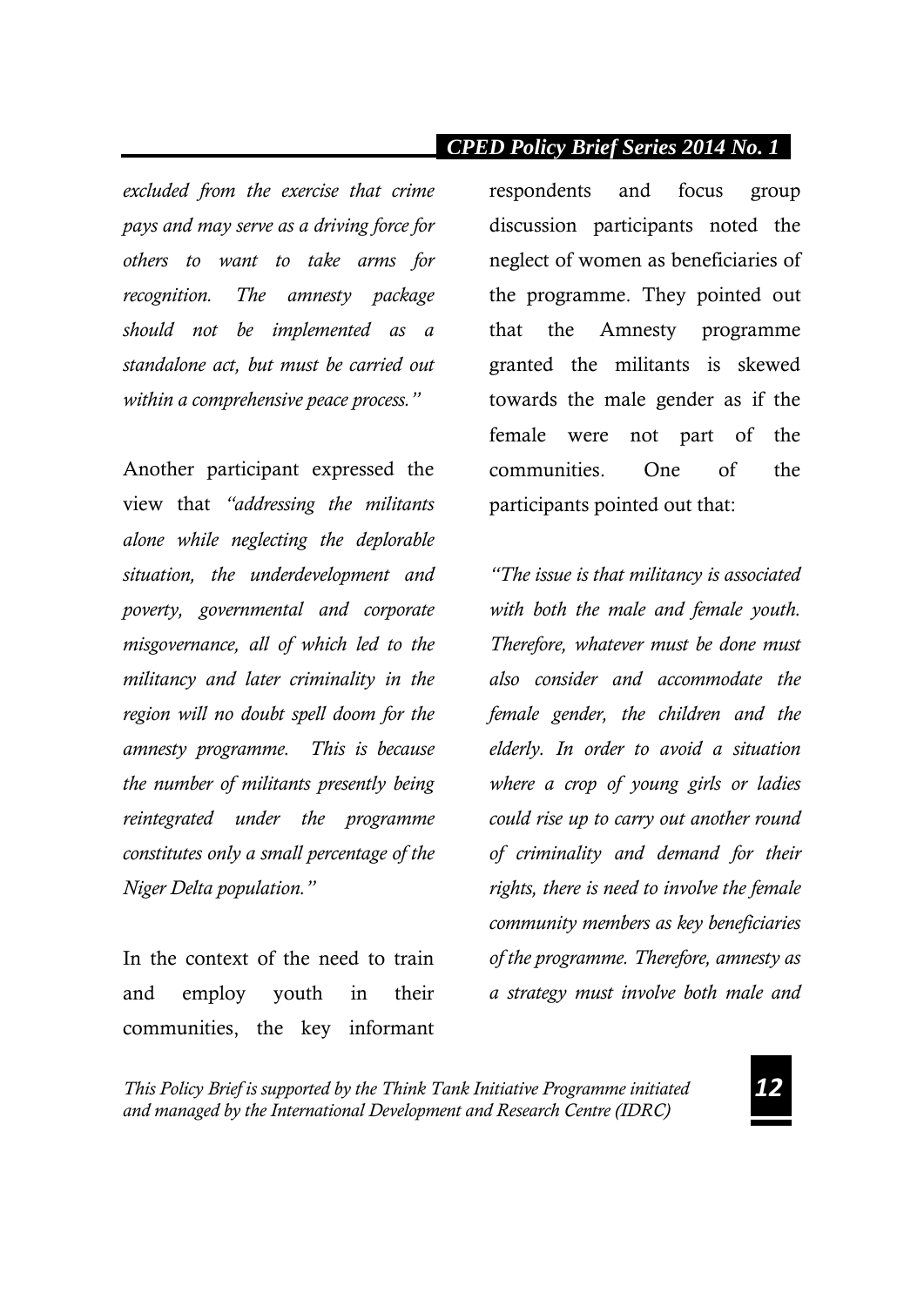*excluded from the exercise that crime pays and may serve as a driving force for others to want to take arms for recognition. The amnesty package should not be implemented as a standalone act, but must be carried out within a comprehensive peace process."*

Another participant expressed the view that *"addressing the militants alone while neglecting the deplorable situation, the underdevelopment and poverty, governmental and corporate misgovernance, all of which led to the militancy and later criminality in the region will no doubt spell doom for the amnesty programme. This is because the number of militants presently being reintegrated under the programme constitutes only a small percentage of the Niger Delta population."*

In the context of the need to train and employ youth in their communities, the key informant respondents and focus group discussion participants noted the neglect of women as beneficiaries of the programme. They pointed out that the Amnesty programme granted the militants is skewed towards the male gender as if the female were not part of the communities. One of the participants pointed out that:

*"The issue is that militancy is associated with both the male and female youth. Therefore, whatever must be done must also consider and accommodate the female gender, the children and the elderly. In order to avoid a situation where a crop of young girls or ladies could rise up to carry out another round of criminality and demand for their rights, there is need to involve the female community members as key beneficiaries of the programme. Therefore, amnesty as a strategy must involve both male and*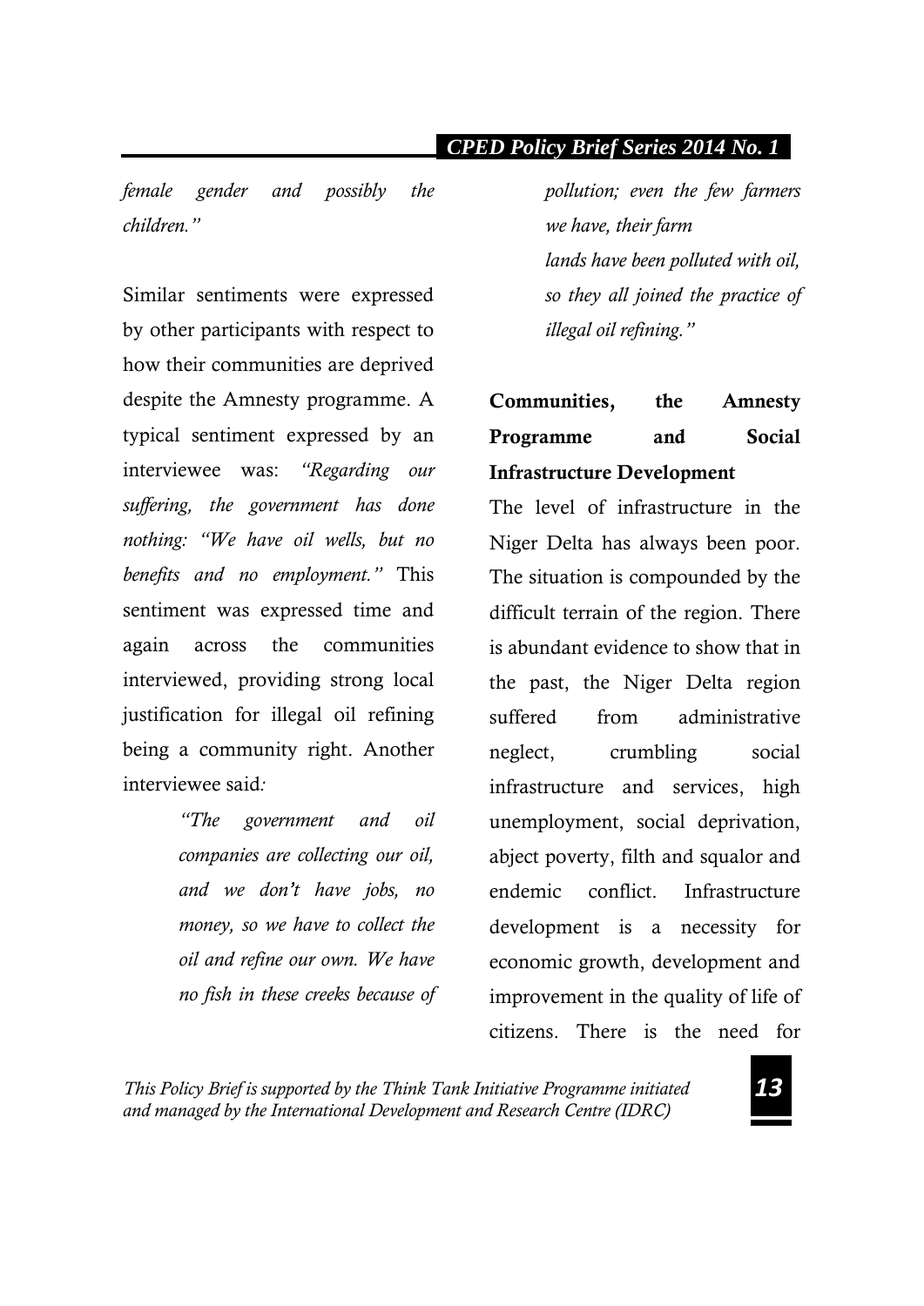*female gender and possibly the children."*

Similar sentiments were expressed by other participants with respect to how their communities are deprived despite the Amnesty programme. A typical sentiment expressed by an interviewee was: *"Regarding our suffering, the government has done nothing: "We have oil wells, but no benefits and no employment."* This sentiment was expressed time and again across the communities interviewed, providing strong local justification for illegal oil refining being a community right. Another interviewee said*:*

> *"The government and oil companies are collecting our oil, and we don't have jobs, no money, so we have to collect the oil and refine our own. We have no fish in these creeks because of pollution; even the few farmers we have, their farm lands have been polluted with oil, so they all joined the practice of illegal oil refining."*

**Communities, the Amnesty Programme and Social Infrastructure Development**

The level of infrastructure in the Niger Delta has always been poor. The situation is compounded by the difficult terrain of the region. There is abundant evidence to show that in the past, the Niger Delta region suffered from administrative neglect, crumbling social infrastructure and services, high unemployment, social deprivation, abject poverty, filth and squalor and endemic conflict. Infrastructure development is a necessity for economic growth, development and improvement in the quality of life of citizens. There is the need for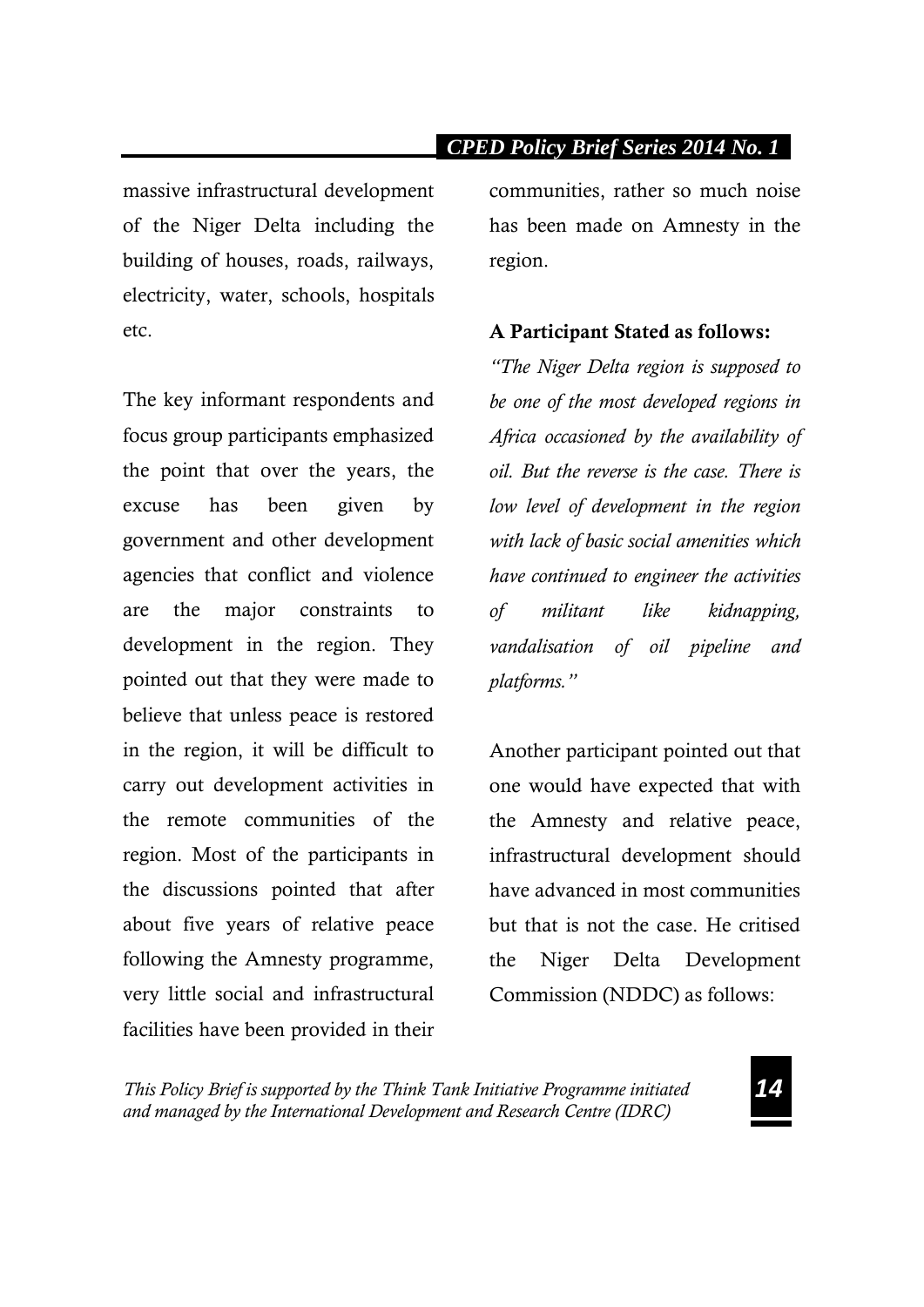massive infrastructural development of the Niger Delta including the building of houses, roads, railways, electricity, water, schools, hospitals etc.

The key informant respondents and focus group participants emphasized the point that over the years, the excuse has been given by government and other development agencies that conflict and violence are the major constraints to development in the region. They pointed out that they were made to believe that unless peace is restored in the region, it will be difficult to carry out development activities in the remote communities of the region. Most of the participants in the discussions pointed that after about five years of relative peace following the Amnesty programme, very little social and infrastructural facilities have been provided in their communities, rather so much noise has been made on Amnesty in the region.

**A Participant Stated as follows:**

*"The Niger Delta region is supposed to be one of the most developed regions in Africa occasioned by the availability of oil. But the reverse is the case. There is low level of development in the region with lack of basic social amenities which have continued to engineer the activities of militant like kidnapping, vandalisation of oil pipeline and platforms."*

Another participant pointed out that one would have expected that with the Amnesty and relative peace, infrastructural development should have advanced in most communities but that is not the case. He critised the Niger Delta Development Commission (NDDC) as follows: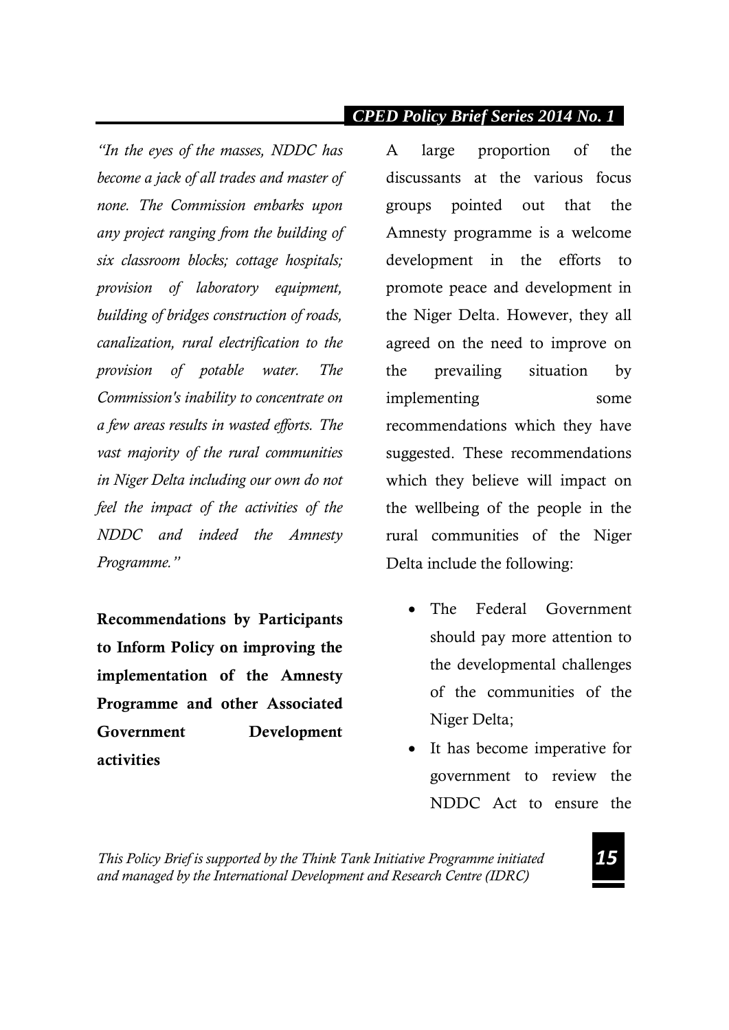*"In the eyes of the masses, NDDC has become a jack of all trades and master of none. The Commission embarks upon any project ranging from the building of six classroom blocks; cottage hospitals; provision of laboratory equipment, building of bridges construction of roads, canalization, rural electrification to the provision of potable water. The Commission's inability to concentrate on a few areas results in wasted efforts. The vast majority of the rural communities in Niger Delta including our own do not feel the impact of the activities of the NDDC and indeed the Amnesty Programme."*

**Recommendations by Participants to Inform Policy on improving the implementation of the Amnesty Programme and other Associated Government Development activities**

A large proportion of the discussants at the various focus groups pointed out that the Amnesty programme is a welcome development in the efforts to promote peace and development in the Niger Delta. However, they all agreed on the need to improve on the prevailing situation by implementing some recommendations which they have suggested. These recommendations which they believe will impact on the wellbeing of the people in the rural communities of the Niger Delta include the following:

- The Federal Government should pay more attention to the developmental challenges of the communities of the Niger Delta;
- It has become imperative for government to review the NDDC Act to ensure the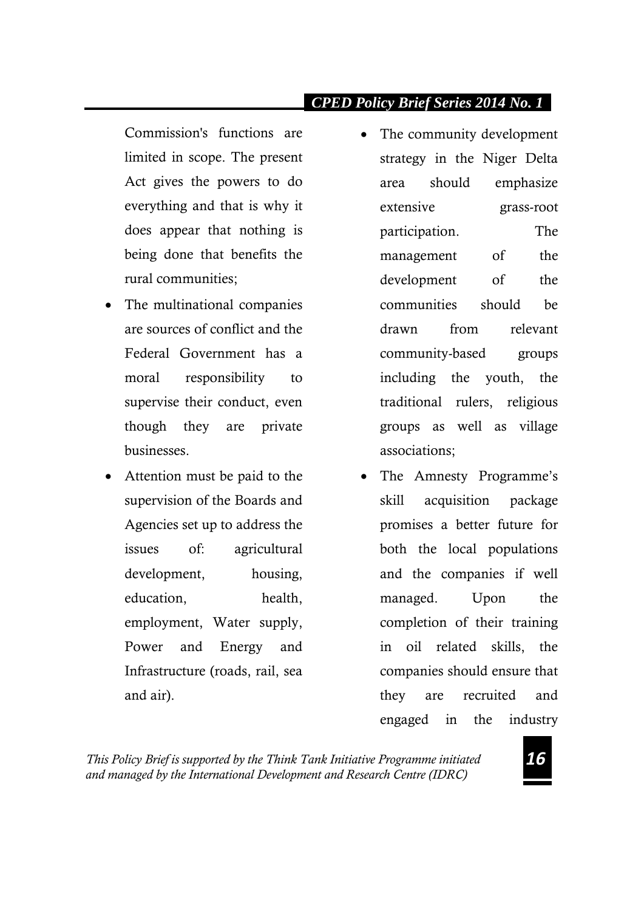Commission's functions are limited in scope. The present Act gives the powers to do everything and that is why it does appear that nothing is being done that benefits the rural communities;

- The multinational companies are sources of conflict and the Federal Government has a moral responsibility to supervise their conduct, even though they are private businesses.
- Attention must be paid to the supervision of the Boards and Agencies set up to address the issues of: agricultural development, housing, education, health, employment, Water supply, Power and Energy and Infrastructure (roads, rail, sea and air).
- The community development strategy in the Niger Delta area should emphasize extensive grass-root participation. The management of the development of the communities should be drawn from relevant community-based groups including the youth, the traditional rulers, religious groups as well as village associations;
- The Amnesty Programme's skill acquisition package promises a better future for both the local populations and the companies if well managed. Upon the completion of their training in oil related skills, the companies should ensure that they are recruited and engaged in the industry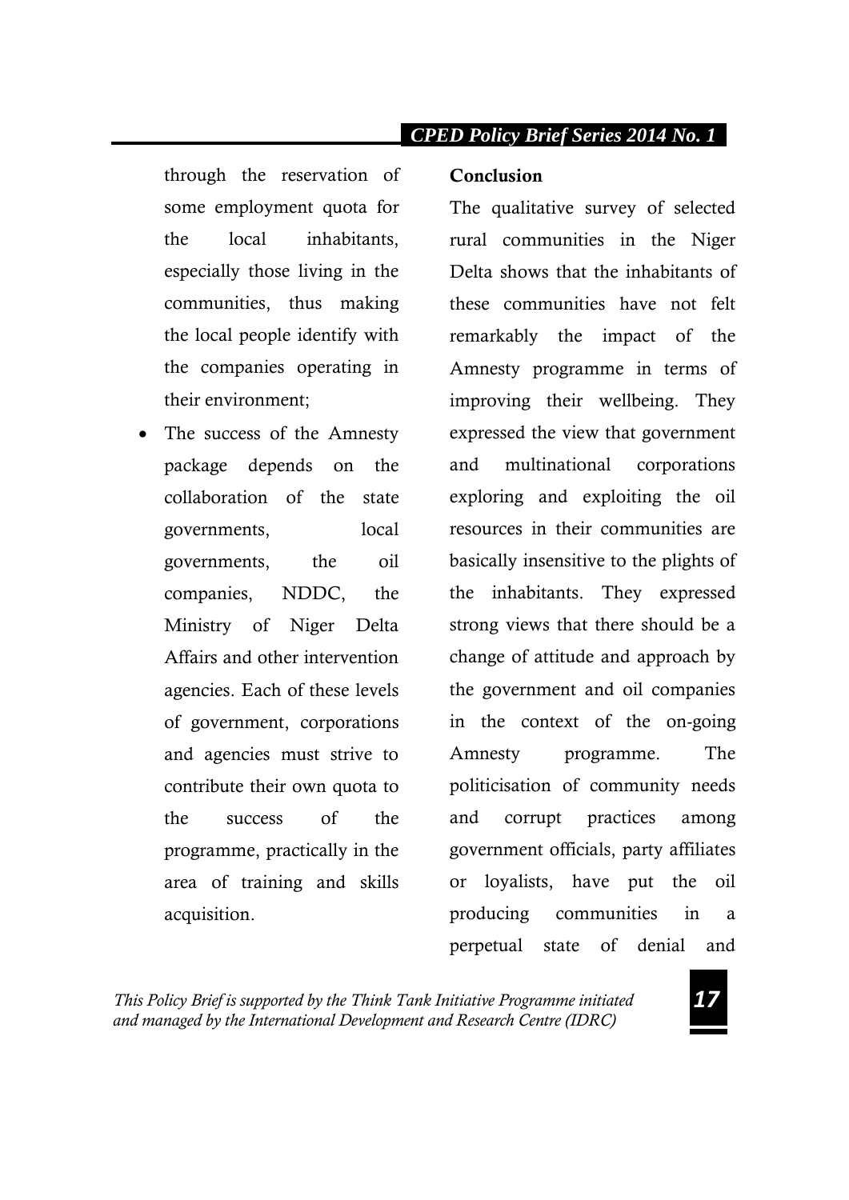through the reservation of some employment quota for the local inhabitants, especially those living in the communities, thus making the local people identify with the companies operating in their environment;

- The success of the Amnesty package depends on the collaboration of the state governments, local governments, the oil companies, NDDC, the Ministry of Niger Delta Affairs and other intervention agencies. Each of these levels of government, corporations and agencies must strive to contribute their own quota to the success of the programme, practically in the area of training and skills acquisition.

**Conclusion**

The qualitative survey of selected rural communities in the Niger Delta shows that the inhabitants of these communities have not felt remarkably the impact of the Amnesty programme in terms of improving their wellbeing. They expressed the view that government and multinational corporations exploring and exploiting the oil resources in their communities are basically insensitive to the plights of the inhabitants. They expressed strong views that there should be a change of attitude and approach by the government and oil companies in the context of the on-going Amnesty programme. The politicisation of community needs and corrupt practices among government officials, party affiliates or loyalists, have put the oil producing communities in a perpetual state of denial and

*This Policy Brief is supported by the Think Tank Initiative Programme initiated and managed by the International Development and Research Centre (IDRC)*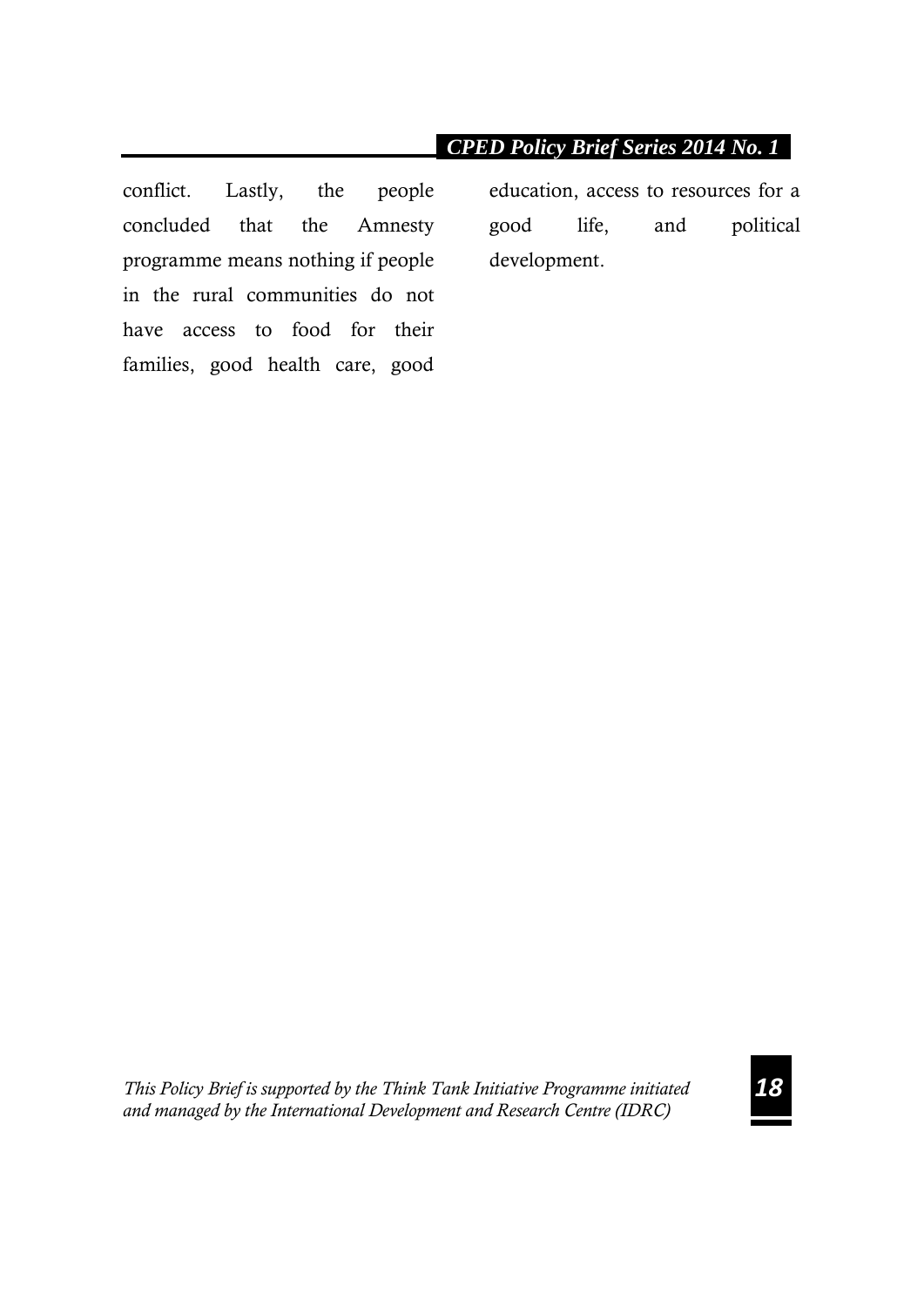conflict. Lastly, the people concluded that the Amnesty programme means nothing if people in the rural communities do not have access to food for their families, good health care, good education, access to resources for a good life, and political development.

*This Policy Brief is supported by the Think Tank Initiative Programme initiated and managed by the International Development and Research Centre (IDRC)*